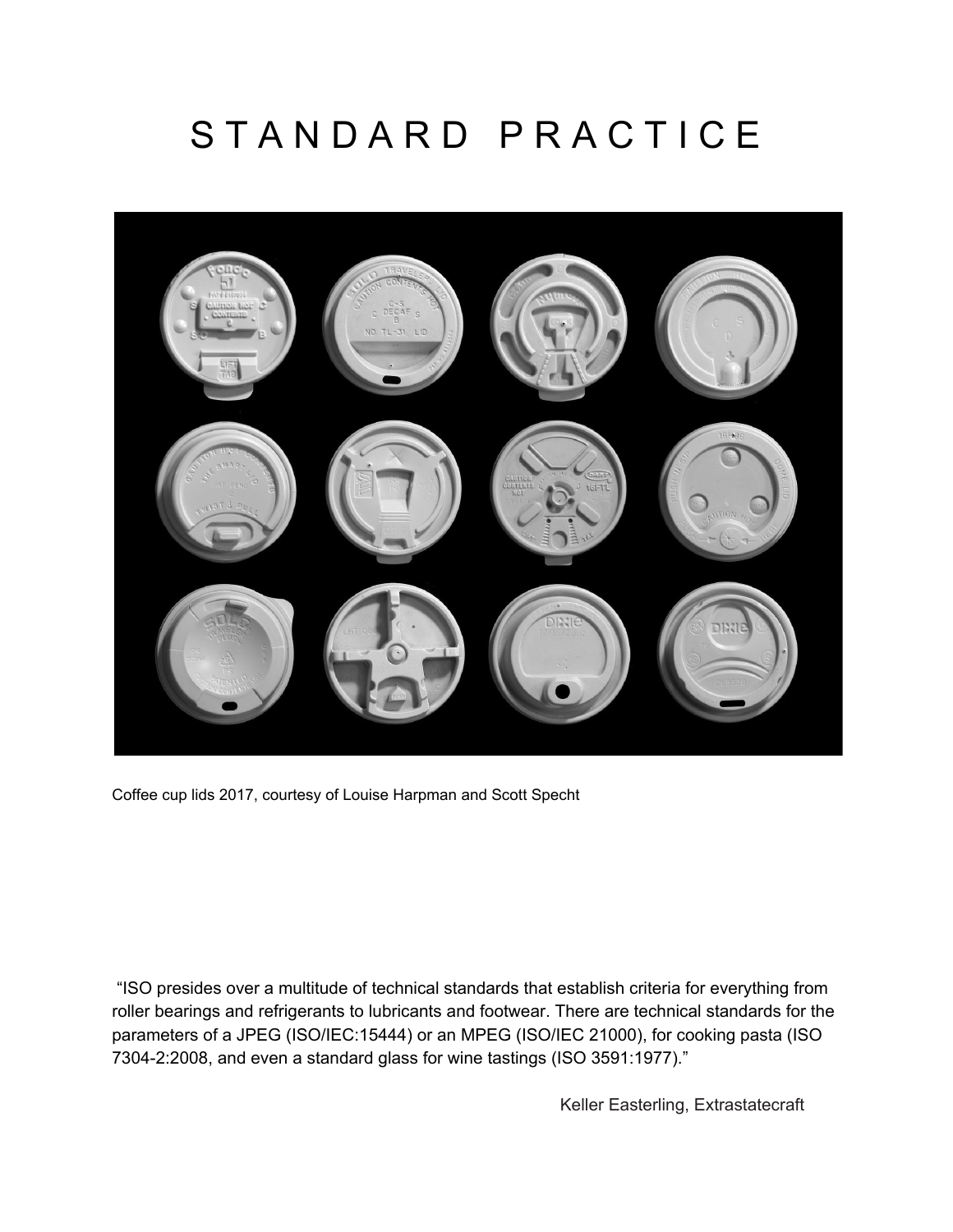# STANDARD PRACTICE

Coffee cup lids 2017, courtesy of Louise Harpman and Scott Specht

"ISO presides over a multitude of technical standards that establish criteria for everything from roller bearings and refrigerants to lubricants and footwear. There are technical standards for the parameters of a JPEG (ISO/IEC:15444) or an MPEG (ISO/IEC 21000), for cooking pasta (ISO 7304-2:2008, and even a standard glass for wine tastings (ISO 3591:1977)."

Keller Easterling, Extrastatecraft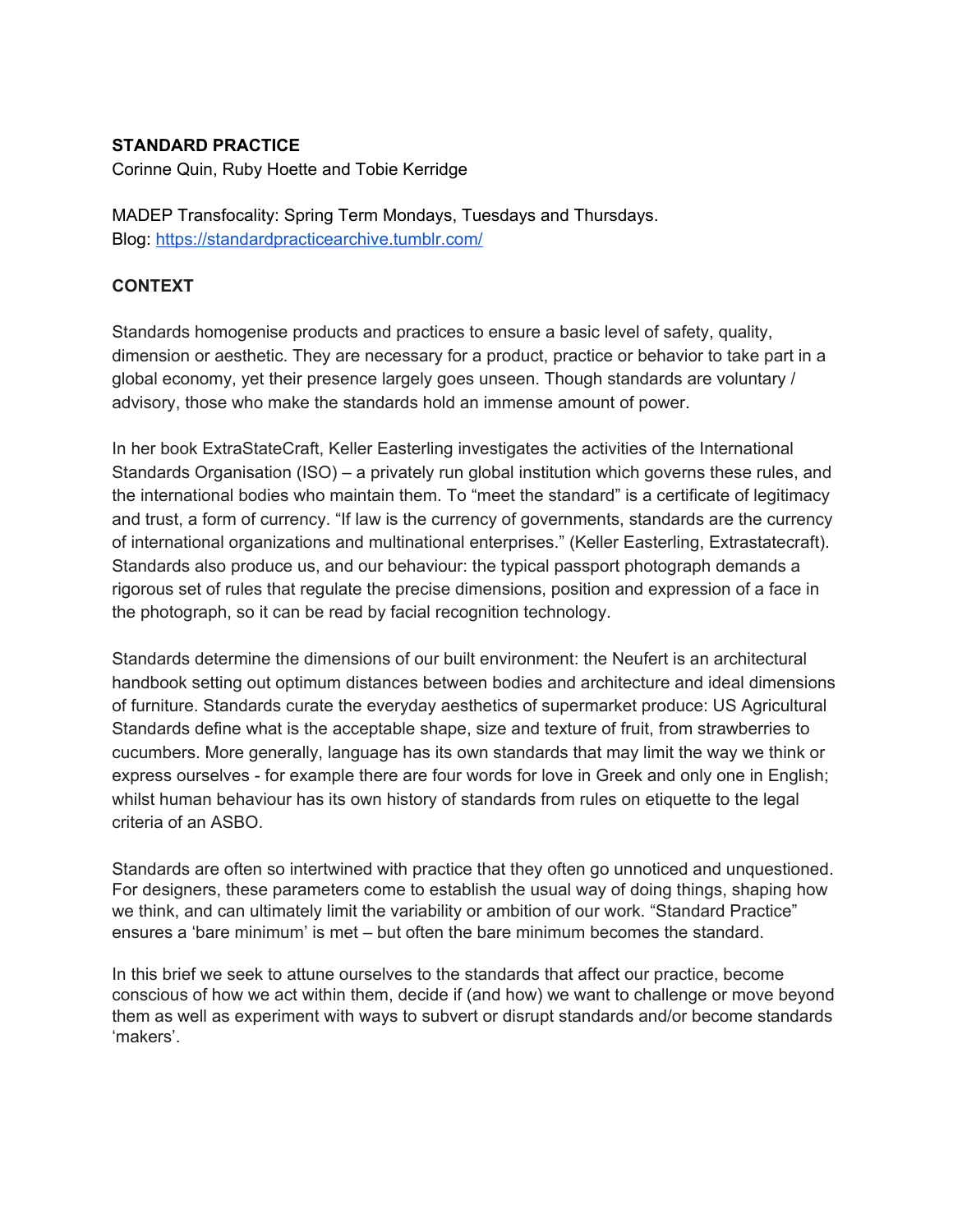**STANDARD PRACTICE**

Corinne Quin, Ruby Hoette and Tobie Kerridge

MADEP Transfocality: Spring Term Mondays, Tuesdays and Thursdays.
Blog: [https://standardpracticearchive.tumblr.com/](https://standardpracticearchive.tumblr.com/)

**CONTEXT**

Standards homogenise products and practices to ensure a basic level of safety, quality, dimension or aesthetic. They are necessary for a product, practice or behavior to take part in a global economy, yet their presence largely goes unseen. Though standards are voluntary / advisory, those who make the standards hold an immense amount of power.

In her book ExtraStateCraft, Keller Easterling investigates the activities of the International Standards Organisation (ISO) – a privately run global institution which governs these rules, and the international bodies who maintain them. To "meet the standard" is a certificate of legitimacy and trust, a form of currency. "If law is the currency of governments, standards are the currency of international organizations and multinational enterprises." (Keller Easterling, Extrastatecraft). Standards also produce us, and our behaviour: the typical passport photograph demands a rigorous set of rules that regulate the precise dimensions, position and expression of a face in the photograph, so it can be read by facial recognition technology.

Standards determine the dimensions of our built environment: the Neufert is an architectural handbook setting out optimum distances between bodies and architecture and ideal dimensions of furniture. Standards curate the everyday aesthetics of supermarket produce: US Agricultural Standards define what is the acceptable shape, size and texture of fruit, from strawberries to cucumbers. More generally, language has its own standards that may limit the way we think or express ourselves - for example there are four words for love in Greek and only one in English; whilst human behaviour has its own history of standards from rules on etiquette to the legal criteria of an ASBO.

Standards are often so intertwined with practice that they often go unnoticed and unquestioned. For designers, these parameters come to establish the usual way of doing things, shaping how we think, and can ultimately limit the variability or ambition of our work. "Standard Practice" ensures a 'bare minimum' is met – but often the bare minimum becomes the standard.

In this brief we seek to attune ourselves to the standards that affect our practice, become conscious of how we act within them, decide if (and how) we want to challenge or move beyond them as well as experiment with ways to subvert or disrupt standards and/or become standards 'makers'.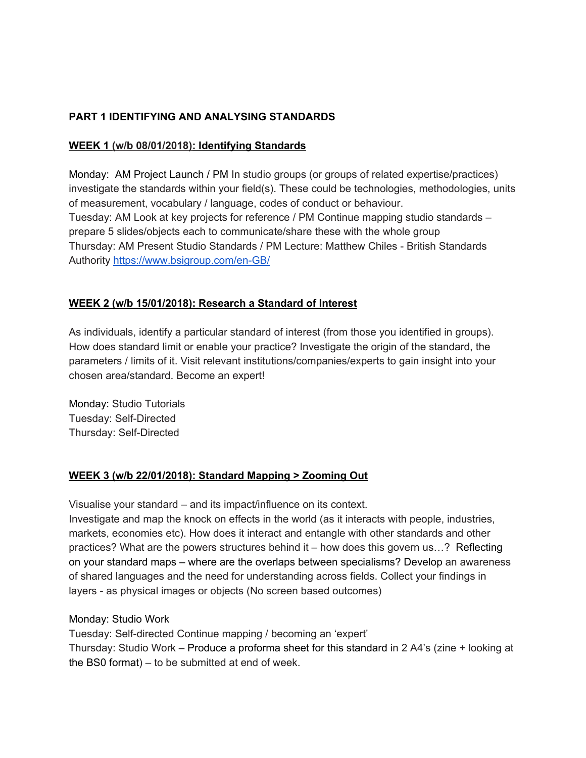**PART 1 IDENTIFYING AND ANALYSING STANDARDS**

**WEEK 1 (w/b 08/01/2018): Identifying Standards**

Monday: AM Project Launch / PM In studio groups (or groups of related expertise/practices) investigate the standards within your field(s). These could be technologies, methodologies, units of measurement, vocabulary / language, codes of conduct or behaviour.
Tuesday: AM Look at key projects for reference / PM Continue mapping studio standards – prepare 5 slides/objects each to communicate/share these with the whole group
Thursday: AM Present Studio Standards / PM Lecture: Matthew Chiles - British Standards Authority https://www.bsigroup.com/en-GB/

**WEEK 2 (w/b 15/01/2018): Research a Standard of Interest**

As individuals, identify a particular standard of interest (from those you identified in groups). How does standard limit or enable your practice? Investigate the origin of the standard, the parameters / limits of it. Visit relevant institutions/companies/experts to gain insight into your chosen area/standard. Become an expert!

Monday: Studio Tutorials
Tuesday: Self-Directed
Thursday: Self-Directed

**WEEK 3 (w/b 22/01/2018): Standard Mapping > Zooming Out**

Visualise your standard – and its impact/influence on its context.
Investigate and map the knock on effects in the world (as it interacts with people, industries, markets, economies etc). How does it interact and entangle with other standards and other practices? What are the powers structures behind it – how does this govern us…? Reflecting on your standard maps – where are the overlaps between specialisms? Develop an awareness of shared languages and the need for understanding across fields. Collect your findings in layers - as physical images or objects (No screen based outcomes)

Monday: Studio Work
Tuesday: Self-directed Continue mapping / becoming an 'expert'
Thursday: Studio Work – Produce a proforma sheet for this standard in 2 A4's (zine + looking at the BS0 format) – to be submitted at end of week.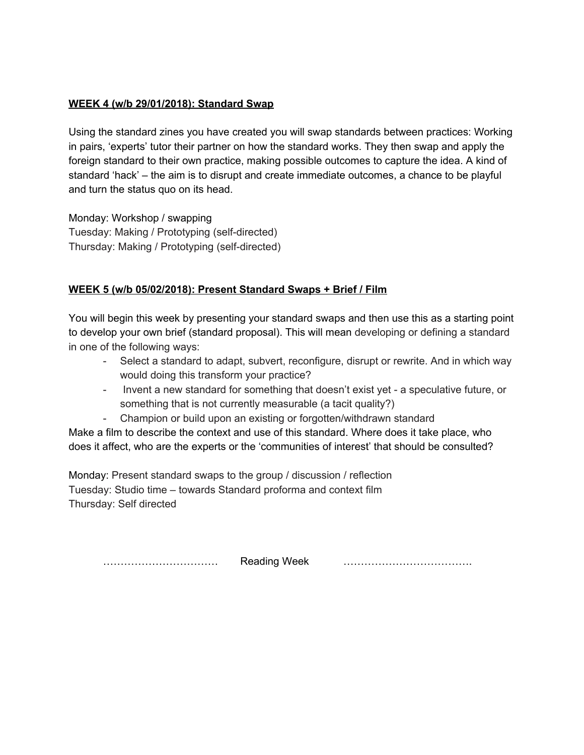**WEEK 4 (w/b 29/01/2018): Standard Swap**

Using the standard zines you have created you will swap standards between practices: Working in pairs, 'experts' tutor their partner on how the standard works. They then swap and apply the foreign standard to their own practice, making possible outcomes to capture the idea. A kind of standard 'hack' – the aim is to disrupt and create immediate outcomes, a chance to be playful and turn the status quo on its head.

Monday: Workshop / swapping
Tuesday: Making / Prototyping (self-directed)
Thursday: Making / Prototyping (self-directed)

**WEEK 5 (w/b 05/02/2018): Present Standard Swaps + Brief / Film**

You will begin this week by presenting your standard swaps and then use this as a starting point to develop your own brief (standard proposal). This will mean developing or defining a standard in one of the following ways:

- Select a standard to adapt, subvert, reconfigure, disrupt or rewrite. And in which way would doing this transform your practice?
- Invent a new standard for something that doesn't exist yet - a speculative future, or something that is not currently measurable (a tacit quality?)
- Champion or build upon an existing or forgotten/withdrawn standard

Make a film to describe the context and use of this standard. Where does it take place, who does it affect, who are the experts or the 'communities of interest' that should be consulted?

Monday: Present standard swaps to the group / discussion / reflection
Tuesday: Studio time – towards Standard proforma and context film
Thursday: Self directed

…………………………… Reading Week ……………………………….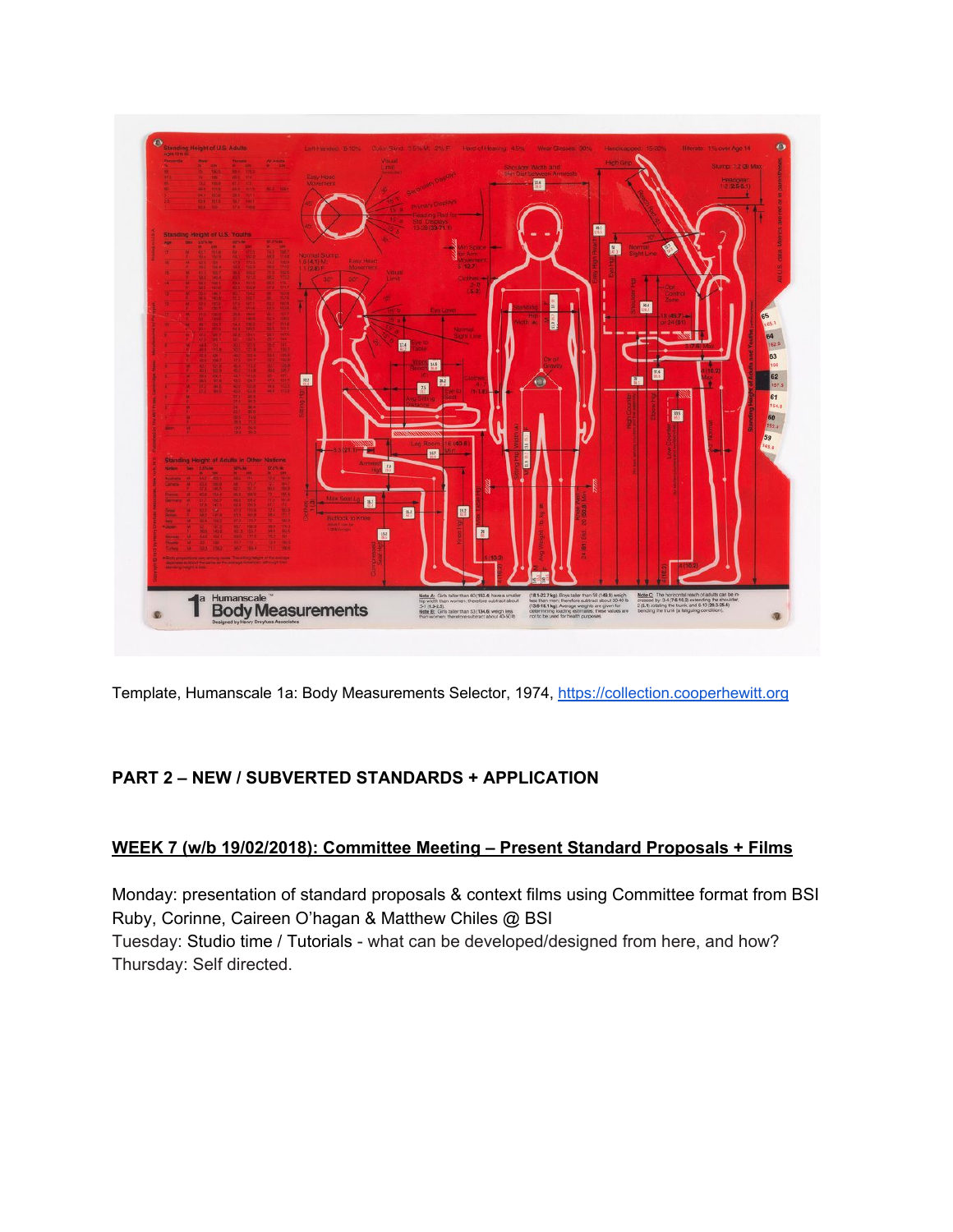Template, Humanscale 1a: Body Measurements Selector, 1974, https://collection.cooperhewitt.org

**PART 2 – NEW / SUBVERTED STANDARDS + APPLICATION**

**WEEK 7 (w/b 19/02/2018): Committee Meeting – Present Standard Proposals + Films**

Monday: presentation of standard proposals & context films using Committee format from BSI
Ruby, Corinne, Caireen O'hagan & Matthew Chiles @ BSI
Tuesday: Studio time / Tutorials - what can be developed/designed from here, and how?
Thursday: Self directed.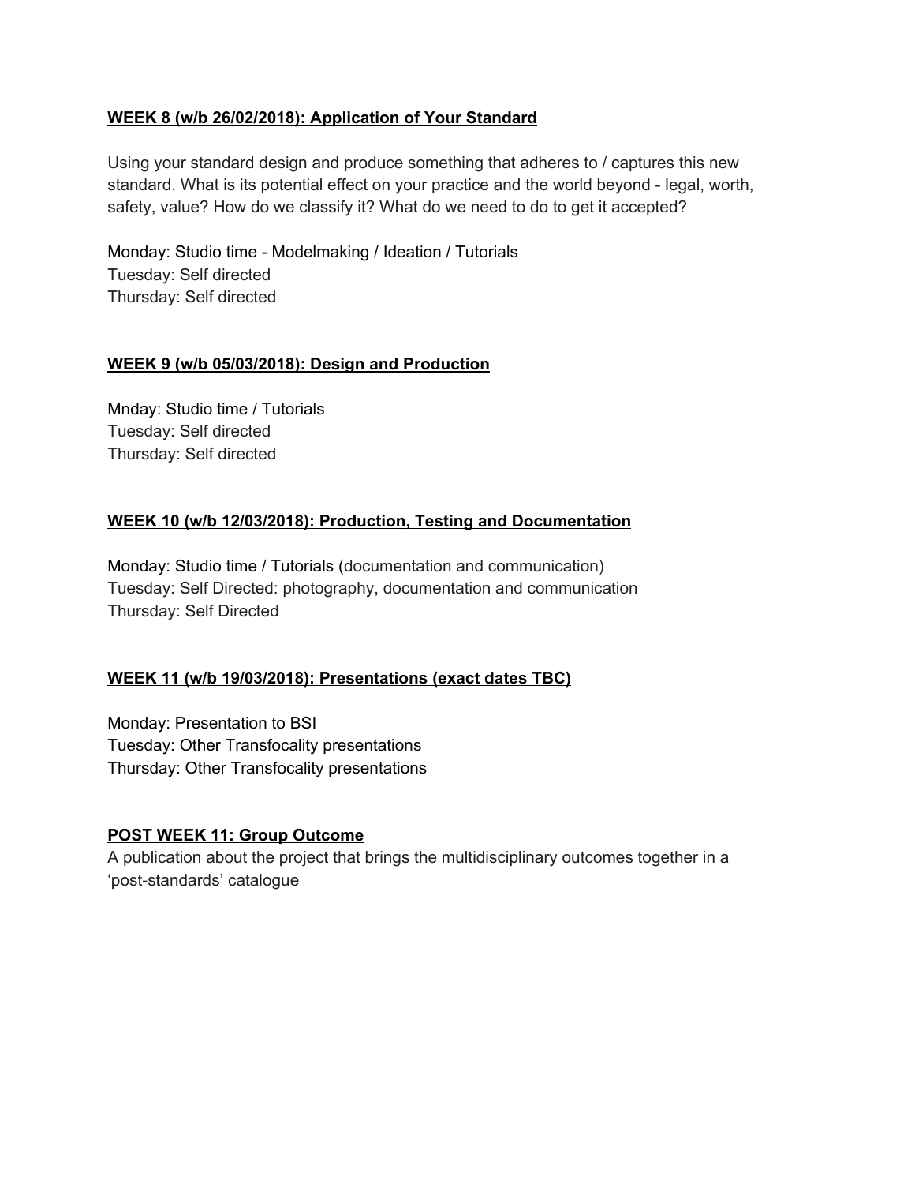**WEEK 8 (w/b 26/02/2018): Application of Your Standard**

Using your standard design and produce something that adheres to / captures this new standard. What is its potential effect on your practice and the world beyond - legal, worth, safety, value? How do we classify it? What do we need to do to get it accepted?

Monday: Studio time - Modelmaking / Ideation / Tutorials
Tuesday: Self directed
Thursday: Self directed

**WEEK 9 (w/b 05/03/2018): Design and Production**

Mnday: Studio time / Tutorials
Tuesday: Self directed
Thursday: Self directed

**WEEK 10 (w/b 12/03/2018): Production, Testing and Documentation**

Monday: Studio time / Tutorials (documentation and communication)
Tuesday: Self Directed: photography, documentation and communication
Thursday: Self Directed

**WEEK 11 (w/b 19/03/2018): Presentations (exact dates TBC)**

Monday: Presentation to BSI
Tuesday: Other Transfocality presentations
Thursday: Other Transfocality presentations

**POST WEEK 11: Group Outcome**

A publication about the project that brings the multidisciplinary outcomes together in a 'post-standards' catalogue